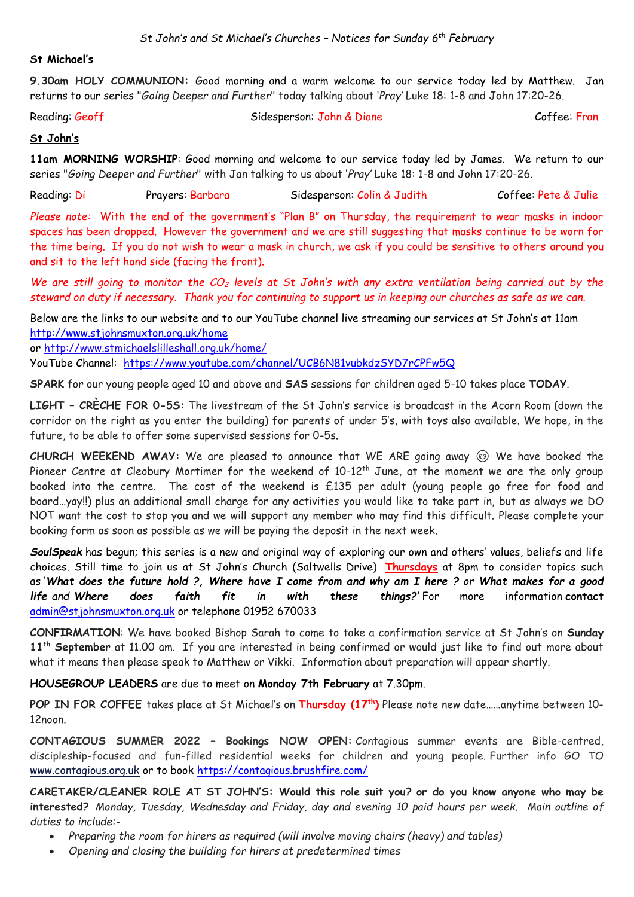*St John's and St Michael's Churches – Notices for Sunday 6th February*

**St Michael's**

**9.30am HOLY COMMUNION:** Good morning and a warm welcome to our service today led by Matthew. Jan returns to our series "*Going Deeper and Further*" today talking about '*Pray*' Luke 18: 1-8 and John 17:20-26.

Reading: Geoff Sidesperson: John & Diane Coffee: Fran

**St John's**

**11am MORNING WORSHIP**: Good morning and welcome to our service today led by James. We return to our series "*Going Deeper and Further*" with Jan talking to us about '*Pray*' Luke 18: 1-8 and John 17:20-26.

Reading: Di Prayers: Barbara Sidesperson: Colin & Judith Coffee: Pete & Julie

*Please note:* With the end of the government's "Plan B" on Thursday, the requirement to wear masks in indoor spaces has been dropped. However the government and we are still suggesting that masks continue to be worn for the time being. If you do not wish to wear a mask in church, we ask if you could be sensitive to others around you and sit to the left hand side (facing the front).

*We are still going to monitor the $CO_2$ levels at St John's with any extra ventilation being carried out by the steward on duty if necessary. Thank you for continuing to support us in keeping our churches as safe as we can.*

Below are the links to our website and to our YouTube channel live streaming our services at St John's at 11am
http://www.stjohnsmuxton.org.uk/home
or http://www.stmichaelslilleshall.org.uk/home/
YouTube Channel: https://www.youtube.com/channel/UCB6N81vubkdzSYD7rCPFw5Q

**SPARK** for our young people aged 10 and above and **SAS** sessions for children aged 5-10 takes place **TODAY**.

**LIGHT – CRÈCHE FOR 0-5S:** The livestream of the St John's service is broadcast in the Acorn Room (down the corridor on the right as you enter the building) for parents of under 5's, with toys also available. We hope, in the future, to be able to offer some supervised sessions for 0-5s.

**CHURCH WEEKEND AWAY:** We are pleased to announce that WE ARE going away 😉 We have booked the Pioneer Centre at Cleobury Mortimer for the weekend of 10-12th June, at the moment we are the only group booked into the centre. The cost of the weekend is £135 per adult (young people go free for food and board…yay!!) plus an additional small charge for any activities you would like to take part in, but as always we DO NOT want the cost to stop you and we will support any member who may find this difficult. Please complete your booking form as soon as possible as we will be paying the deposit in the next week.

***SoulSpeak*** has begun; this series is a new and original way of exploring our own and others' values, beliefs and life choices. Still time to join us at St John's Church (Saltwells Drive) **Thursdays** at 8pm to consider topics such as '***What does the future hold ?, Where have I come from and why am I here ?*** *or* ***What makes for a good life*** *and* ***Where does faith fit in with these things?'*** For more information **contact** admin@stjohnsmuxton.org.uk or telephone 01952 670033

**CONFIRMATION**: We have booked Bishop Sarah to come to take a confirmation service at St John's on **Sunday 11th September** at 11.00 am. If you are interested in being confirmed or would just like to find out more about what it means then please speak to Matthew or Vikki. Information about preparation will appear shortly.

**HOUSEGROUP LEADERS** are due to meet on **Monday 7th February** at 7.30pm.

**POP IN FOR COFFEE** takes place at St Michael's on **Thursday (17th)** Please note new date……anytime between 10-12noon.

**CONTAGIOUS SUMMER 2022 – Bookings NOW OPEN:** Contagious summer events are Bible-centred, discipleship-focused and fun-filled residential weeks for children and young people. Further info GO TO www.contagious.org.uk or to book https://contagious.brushfire.com/

**CARETAKER/CLEANER ROLE AT ST JOHN'S: Would this role suit you? or do you know anyone who may be interested?** *Monday, Tuesday, Wednesday and Friday, day and evening 10 paid hours per week. Main outline of duties to include:-*

- *Preparing the room for hirers as required (will involve moving chairs (heavy) and tables)*
- *Opening and closing the building for hirers at predetermined times*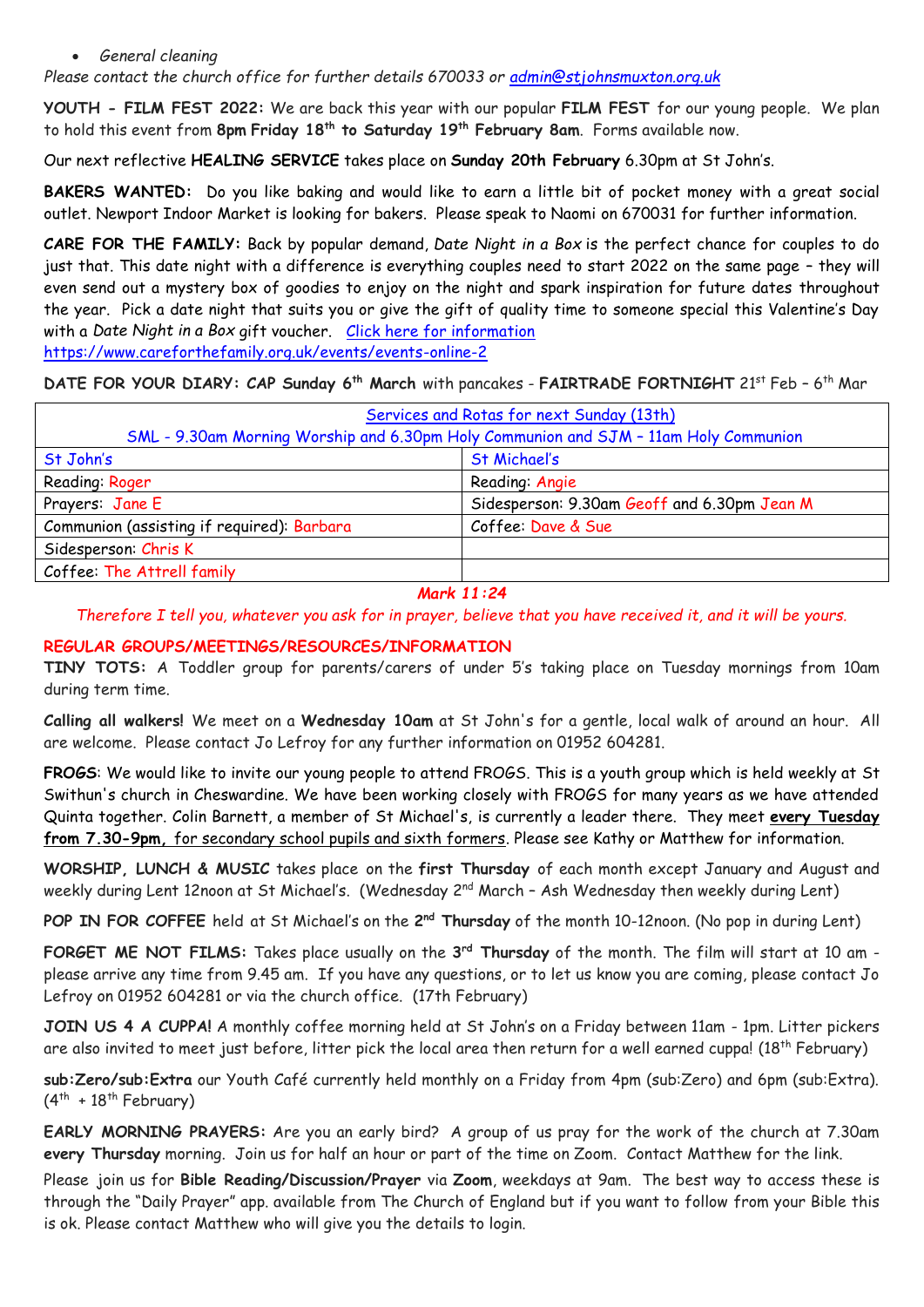- *General cleaning*

*Please contact the church office for further details 670033 or [admin@stjohnsmuxton.org.uk](mailto:admin@stjohnsmuxton.org.uk)*

**YOUTH - FILM FEST 2022:** We are back this year with our popular **FILM FEST** for our young people. We plan to hold this event from **8pm Friday 18th to Saturday 19th February 8am**. Forms available now.

Our next reflective **HEALING SERVICE** takes place on **Sunday 20th February** 6.30pm at St John's.

**BAKERS WANTED:** Do you like baking and would like to earn a little bit of pocket money with a great social outlet. Newport Indoor Market is looking for bakers. Please speak to Naomi on 670031 for further information.

**CARE FOR THE FAMILY:** Back by popular demand, *Date Night in a Box* is the perfect chance for couples to do just that. This date night with a difference is everything couples need to start 2022 on the same page – they will even send out a mystery box of goodies to enjoy on the night and spark inspiration for future dates throughout the year. Pick a date night that suits you or give the gift of quality time to someone special this Valentine's Day with a *Date Night in a Box* gift voucher. [Click here for information](https://www.careforthefamily.org.uk/events/events-online-2)
https://www.careforthefamily.org.uk/events/events-online-2

**DATE FOR YOUR DIARY: CAP Sunday 6th March** with pancakes - **FAIRTRADE FORTNIGHT** 21st Feb – 6th Mar

| Services and Rotas for next Sunday (13th) SML - 9.30am Morning Worship and 6.30pm Holy Communion and SJM – 11am Holy Communion | |
|---|---|
| St John's | St Michael's |
| Reading: Roger | Reading: Angie |
| Prayers: Jane E | Sidesperson: 9.30am Geoff and 6.30pm Jean M |
| Communion (assisting if required): Barbara | Coffee: Dave & Sue |
| Sidesperson: Chris K | |
| Coffee: The Attrell family | |

***Mark 11:24***

*Therefore I tell you, whatever you ask for in prayer, believe that you have received it, and it will be yours.*

**REGULAR GROUPS/MEETINGS/RESOURCES/INFORMATION**

**TINY TOTS:** A Toddler group for parents/carers of under 5's taking place on Tuesday mornings from 10am during term time.

**Calling all walkers!** We meet on a **Wednesday 10am** at St John's for a gentle, local walk of around an hour. All are welcome. Please contact Jo Lefroy for any further information on 01952 604281.

**FROGS**: We would like to invite our young people to attend FROGS. This is a youth group which is held weekly at St Swithun's church in Cheswardine. We have been working closely with FROGS for many years as we have attended Quinta together. Colin Barnett, a member of St Michael's, is currently a leader there. They meet **every Tuesday from 7.30-9pm,** for secondary school pupils and sixth formers. Please see Kathy or Matthew for information.

**WORSHIP, LUNCH & MUSIC** takes place on the **first Thursday** of each month except January and August and weekly during Lent 12noon at St Michael's. (Wednesday 2nd March – Ash Wednesday then weekly during Lent)

**POP IN FOR COFFEE** held at St Michael's on the **2nd Thursday** of the month 10-12noon. (No pop in during Lent)

**FORGET ME NOT FILMS:** Takes place usually on the **3rd Thursday** of the month. The film will start at 10 am - please arrive any time from 9.45 am. If you have any questions, or to let us know you are coming, please contact Jo Lefroy on 01952 604281 or via the church office. (17th February)

**JOIN US 4 A CUPPA!** A monthly coffee morning held at St John's on a Friday between 11am - 1pm. Litter pickers are also invited to meet just before, litter pick the local area then return for a well earned cuppa! (18th February)

**sub:Zero/sub:Extra** our Youth Café currently held monthly on a Friday from 4pm (sub:Zero) and 6pm (sub:Extra). (4th + 18th February)

**EARLY MORNING PRAYERS:** Are you an early bird? A group of us pray for the work of the church at 7.30am **every Thursday** morning. Join us for half an hour or part of the time on Zoom. Contact Matthew for the link.

Please join us for **Bible Reading/Discussion/Prayer** via **Zoom**, weekdays at 9am. The best way to access these is through the "Daily Prayer" app. available from The Church of England but if you want to follow from your Bible this is ok. Please contact Matthew who will give you the details to login.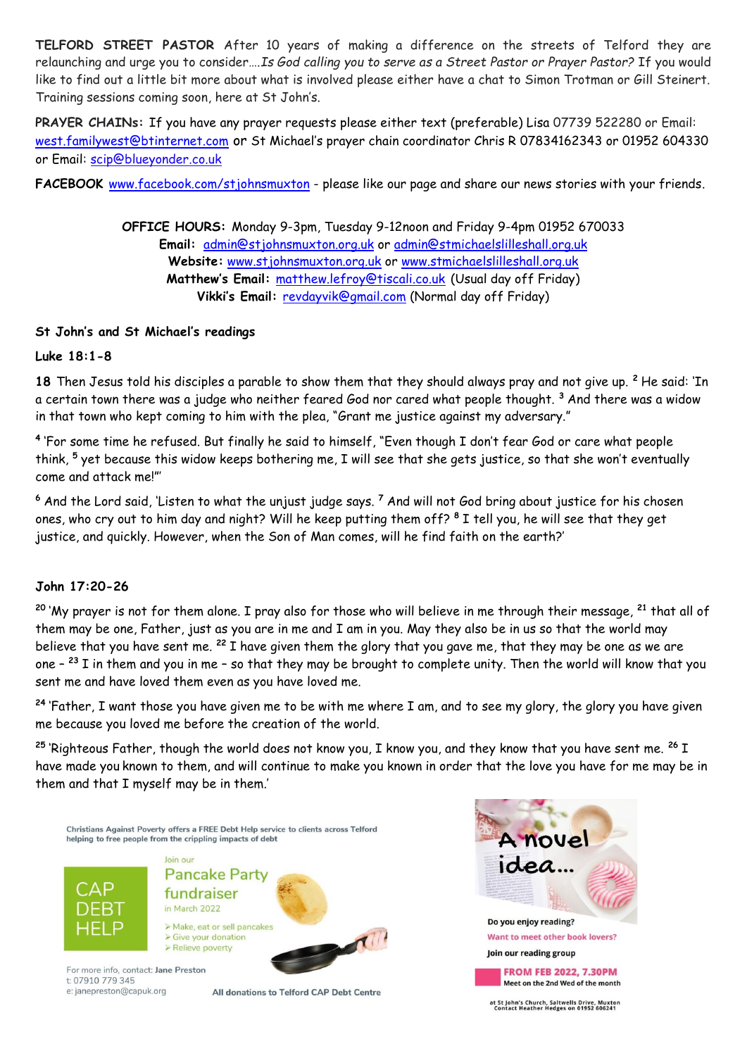**TELFORD STREET PASTOR** After 10 years of making a difference on the streets of Telford they are relaunching and urge you to consider….*Is God calling you to serve as a Street Pastor or Prayer Pastor?* If you would like to find out a little bit more about what is involved please either have a chat to Simon Trotman or Gill Steinert. Training sessions coming soon, here at St John's.

**PRAYER CHAINs:** If you have any prayer requests please either text (preferable) Lisa 07739 522280 or Email: west.familywest@btinternet.com or St Michael's prayer chain coordinator Chris R 07834162343 or 01952 604330 or Email: scip@blueyonder.co.uk

**FACEBOOK** www.facebook.com/stjohnsmuxton - please like our page and share our news stories with your friends.

**OFFICE HOURS:** Monday 9-3pm, Tuesday 9-12noon and Friday 9-4pm 01952 670033
**Email:** admin@stjohnsmuxton.org.uk or admin@stmichaelslilleshall.org.uk
**Website:** www.stjohnsmuxton.org.uk or www.stmichaelslilleshall.org.uk
**Matthew's Email:** matthew.lefroy@tiscali.co.uk (Usual day off Friday)
**Vikki's Email:** revdayvik@gmail.com (Normal day off Friday)

**St John's and St Michael's readings**

**Luke 18:1-8**

**18** Then Jesus told his disciples a parable to show them that they should always pray and not give up. [2] He said: 'In a certain town there was a judge who neither feared God nor cared what people thought. [3] And there was a widow in that town who kept coming to him with the plea, "Grant me justice against my adversary."

[4] 'For some time he refused. But finally he said to himself, "Even though I don't fear God or care what people think, [5] yet because this widow keeps bothering me, I will see that she gets justice, so that she won't eventually come and attack me!"'

[6] And the Lord said, 'Listen to what the unjust judge says. [7] And will not God bring about justice for his chosen ones, who cry out to him day and night? Will he keep putting them off? [8] I tell you, he will see that they get justice, and quickly. However, when the Son of Man comes, will he find faith on the earth?'

**John 17:20-26**

[20] 'My prayer is not for them alone. I pray also for those who will believe in me through their message, [21] that all of them may be one, Father, just as you are in me and I am in you. May they also be in us so that the world may believe that you have sent me. [22] I have given them the glory that you gave me, that they may be one as we are one – [23] I in them and you in me – so that they may be brought to complete unity. Then the world will know that you sent me and have loved them even as you have loved me.

[24] 'Father, I want those you have given me to be with me where I am, and to see my glory, the glory you have given me because you loved me before the creation of the world.

[25] 'Righteous Father, though the world does not know you, I know you, and they know that you have sent me. [26] I have made you known to them, and will continue to make you known in order that the love you have for me may be in them and that I myself may be in them.'

Christians Against Poverty offers a FREE Debt Help service to clients across Telford helping to free people from the crippling impacts of debt

CAP DEBT HELP

Join our
**Pancake Party fundraiser**
in March 2022

- Make, eat or sell pancakes
- Give your donation
- Relieve poverty

For more info, contact: Jane Preston
t: 07910 779 345
e: janepreston@capuk.org

All donations to Telford CAP Debt Centre

**A novel idea...**

Do you enjoy reading?
Want to meet other book lovers?
Join our reading group

**FROM FEB 2022, 7.30PM**
Meet on the 2nd Wed of the month

at St John's Church, Saltwells Drive, Muxton
Contact Heather Hedges on 01952 606241